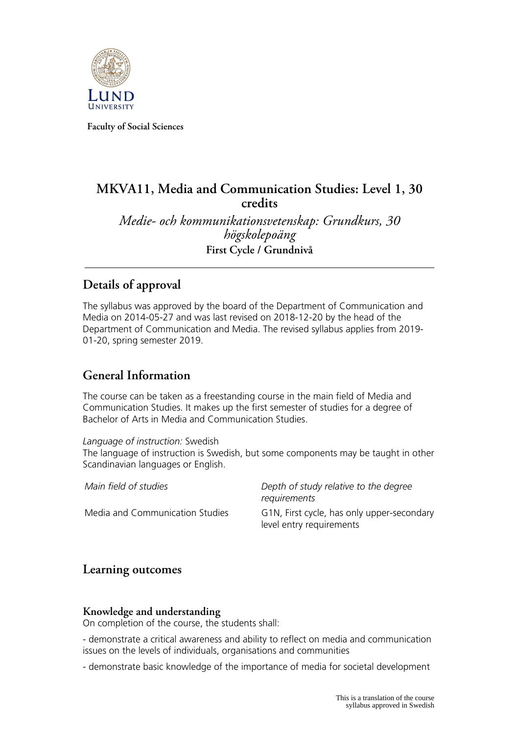Faculty of Social Sciences

# MKVA11, Media and Communication Studies: Level 1, 30 credits

*Medie- och kommunikationsvetenskap: Grundkurs, 30 högskolepoäng*

**First Cycle / Grundnivå**

## Details of approval

The syllabus was approved by the board of the Department of Communication and Media on 2014-05-27 and was last revised on 2018-12-20 by the head of the Department of Communication and Media. The revised syllabus applies from 2019-01-20, spring semester 2019.

## General Information

The course can be taken as a freestanding course in the main field of Media and Communication Studies. It makes up the first semester of studies for a degree of Bachelor of Arts in Media and Communication Studies.

*Language of instruction:* Swedish
The language of instruction is Swedish, but some components may be taught in other Scandinavian languages or English.

| *Main field of studies* | *Depth of study relative to the degree requirements* |
|---|---|
| Media and Communication Studies | G1N, First cycle, has only upper-secondary level entry requirements |

## Learning outcomes

### Knowledge and understanding

On completion of the course, the students shall:

- demonstrate a critical awareness and ability to reflect on media and communication issues on the levels of individuals, organisations and communities

- demonstrate basic knowledge of the importance of media for societal development

This is a translation of the course syllabus approved in Swedish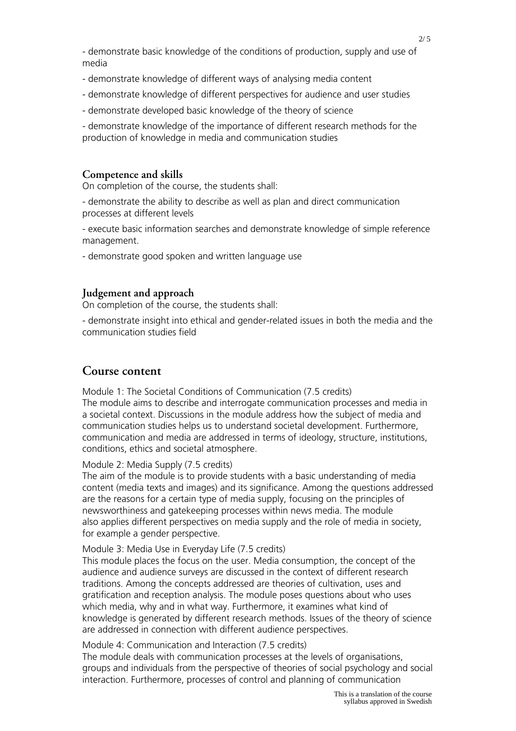- demonstrate basic knowledge of the conditions of production, supply and use of media

- demonstrate knowledge of different ways of analysing media content

- demonstrate knowledge of different perspectives for audience and user studies

- demonstrate developed basic knowledge of the theory of science

- demonstrate knowledge of the importance of different research methods for the production of knowledge in media and communication studies

### Competence and skills

On completion of the course, the students shall:

- demonstrate the ability to describe as well as plan and direct communication processes at different levels

- execute basic information searches and demonstrate knowledge of simple reference management.

- demonstrate good spoken and written language use

### Judgement and approach

On completion of the course, the students shall:

- demonstrate insight into ethical and gender-related issues in both the media and the communication studies field

## Course content

Module 1: The Societal Conditions of Communication (7.5 credits)
The module aims to describe and interrogate communication processes and media in a societal context. Discussions in the module address how the subject of media and communication studies helps us to understand societal development. Furthermore, communication and media are addressed in terms of ideology, structure, institutions, conditions, ethics and societal atmosphere.

Module 2: Media Supply (7.5 credits)
The aim of the module is to provide students with a basic understanding of media content (media texts and images) and its significance. Among the questions addressed are the reasons for a certain type of media supply, focusing on the principles of newsworthiness and gatekeeping processes within news media. The module also applies different perspectives on media supply and the role of media in society, for example a gender perspective.

Module 3: Media Use in Everyday Life (7.5 credits)
This module places the focus on the user. Media consumption, the concept of the audience and audience surveys are discussed in the context of different research traditions. Among the concepts addressed are theories of cultivation, uses and gratification and reception analysis. The module poses questions about who uses which media, why and in what way. Furthermore, it examines what kind of knowledge is generated by different research methods. Issues of the theory of science are addressed in connection with different audience perspectives.

Module 4: Communication and Interaction (7.5 credits)
The module deals with communication processes at the levels of organisations, groups and individuals from the perspective of theories of social psychology and social interaction. Furthermore, processes of control and planning of communication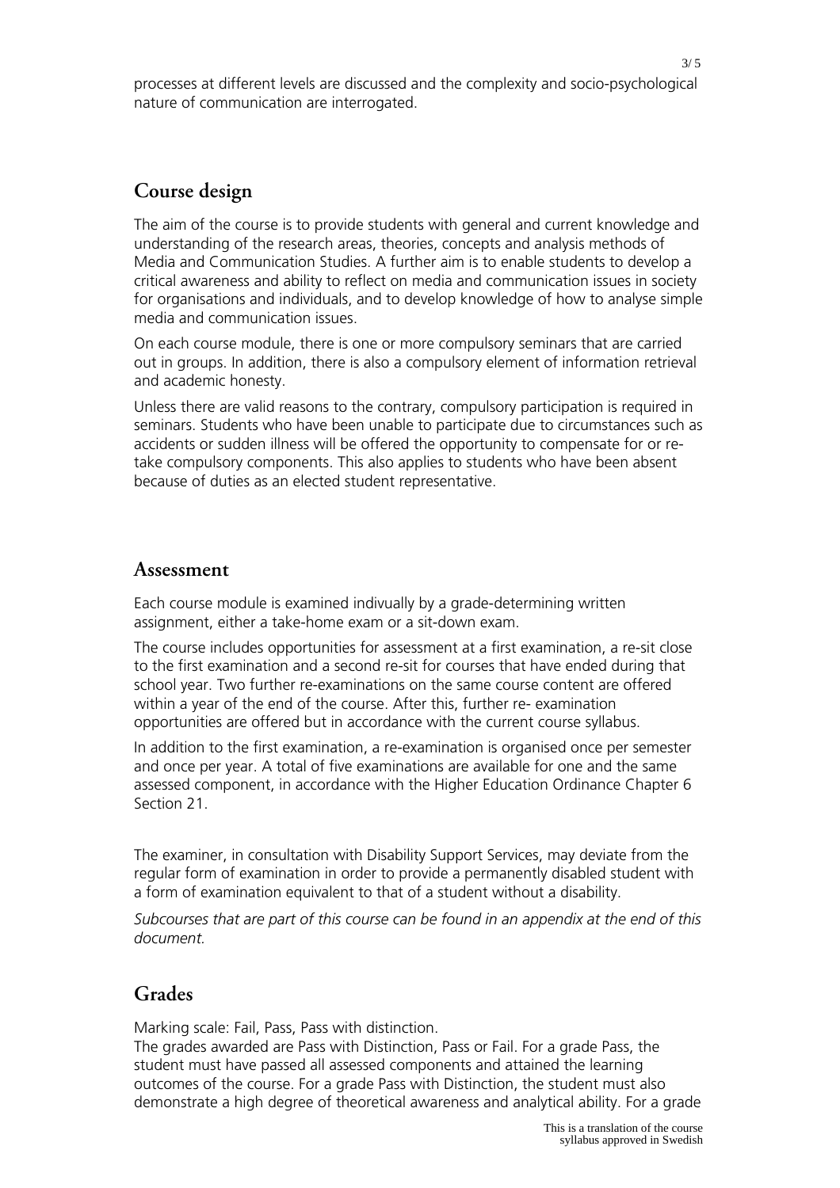processes at different levels are discussed and the complexity and socio-psychological nature of communication are interrogated.

## Course design

The aim of the course is to provide students with general and current knowledge and understanding of the research areas, theories, concepts and analysis methods of Media and Communication Studies. A further aim is to enable students to develop a critical awareness and ability to reflect on media and communication issues in society for organisations and individuals, and to develop knowledge of how to analyse simple media and communication issues.

On each course module, there is one or more compulsory seminars that are carried out in groups. In addition, there is also a compulsory element of information retrieval and academic honesty.

Unless there are valid reasons to the contrary, compulsory participation is required in seminars. Students who have been unable to participate due to circumstances such as accidents or sudden illness will be offered the opportunity to compensate for or re-take compulsory components. This also applies to students who have been absent because of duties as an elected student representative.

## Assessment

Each course module is examined indivually by a grade-determining written assignment, either a take-home exam or a sit-down exam.

The course includes opportunities for assessment at a first examination, a re-sit close to the first examination and a second re-sit for courses that have ended during that school year. Two further re-examinations on the same course content are offered within a year of the end of the course. After this, further re- examination opportunities are offered but in accordance with the current course syllabus.

In addition to the first examination, a re-examination is organised once per semester and once per year. A total of five examinations are available for one and the same assessed component, in accordance with the Higher Education Ordinance Chapter 6 Section 21.

The examiner, in consultation with Disability Support Services, may deviate from the regular form of examination in order to provide a permanently disabled student with a form of examination equivalent to that of a student without a disability.

*Subcourses that are part of this course can be found in an appendix at the end of this document.*

## Grades

Marking scale: Fail, Pass, Pass with distinction.
The grades awarded are Pass with Distinction, Pass or Fail. For a grade Pass, the student must have passed all assessed components and attained the learning outcomes of the course. For a grade Pass with Distinction, the student must also demonstrate a high degree of theoretical awareness and analytical ability. For a grade

This is a translation of the course syllabus approved in Swedish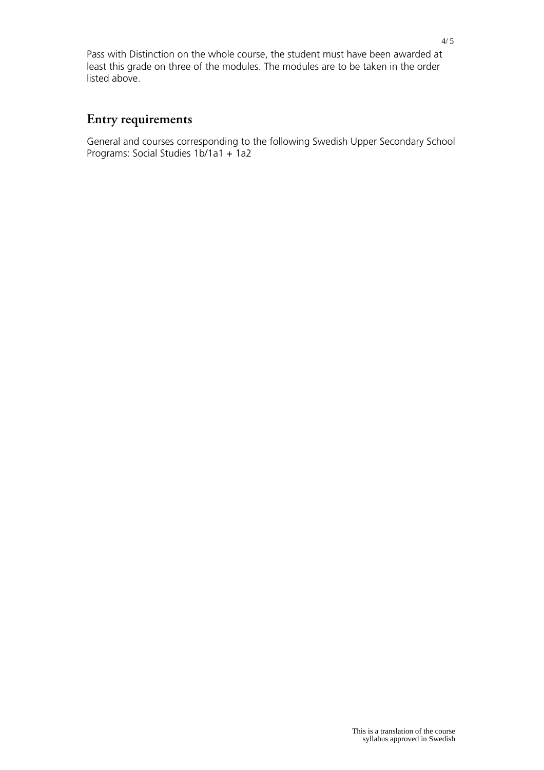Pass with Distinction on the whole course, the student must have been awarded at least this grade on three of the modules. The modules are to be taken in the order listed above.

## Entry requirements

General and courses corresponding to the following Swedish Upper Secondary School Programs: Social Studies 1b/1a1 + 1a2

This is a translation of the course syllabus approved in Swedish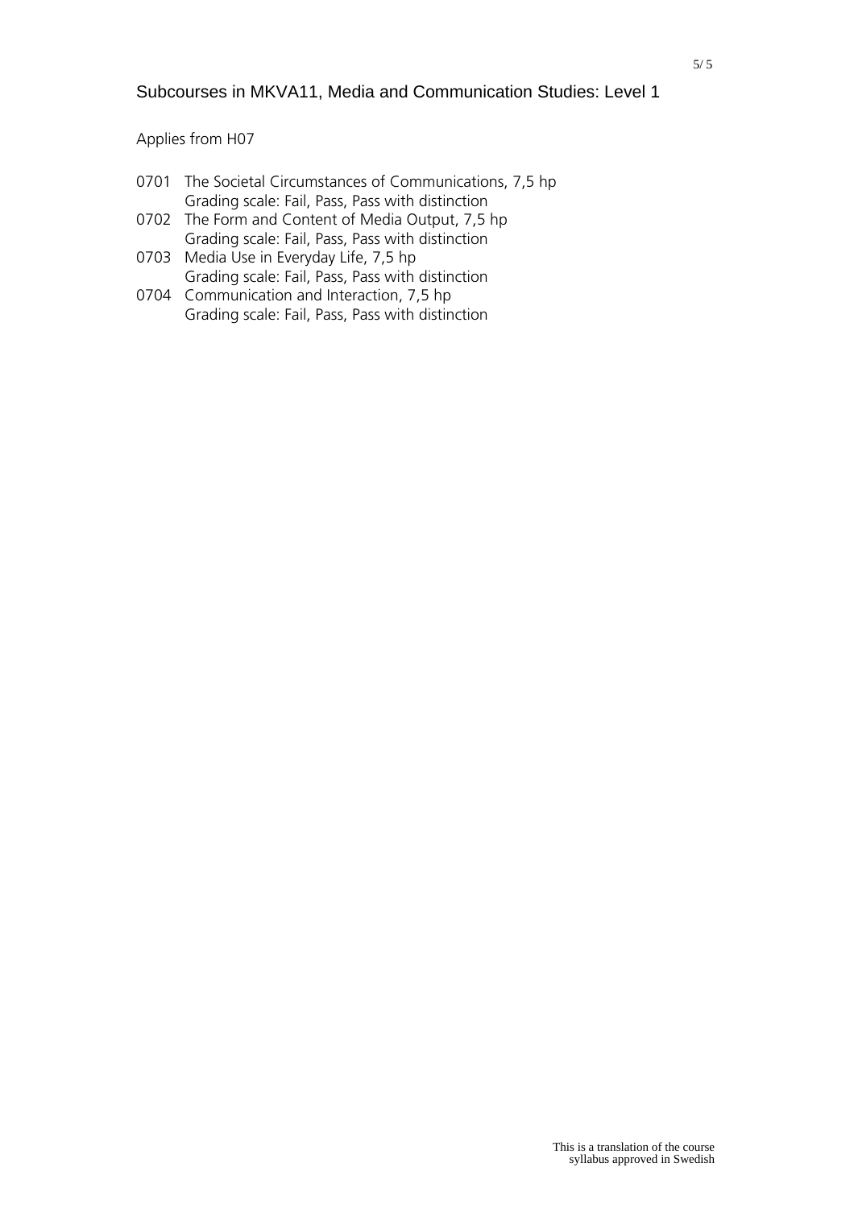## Subcourses in MKVA11, Media and Communication Studies: Level 1

Applies from H07

0701 The Societal Circumstances of Communications, 7,5 hp
Grading scale: Fail, Pass, Pass with distinction
0702 The Form and Content of Media Output, 7,5 hp
Grading scale: Fail, Pass, Pass with distinction
0703 Media Use in Everyday Life, 7,5 hp
Grading scale: Fail, Pass, Pass with distinction
0704 Communication and Interaction, 7,5 hp
Grading scale: Fail, Pass, Pass with distinction

This is a translation of the course syllabus approved in Swedish